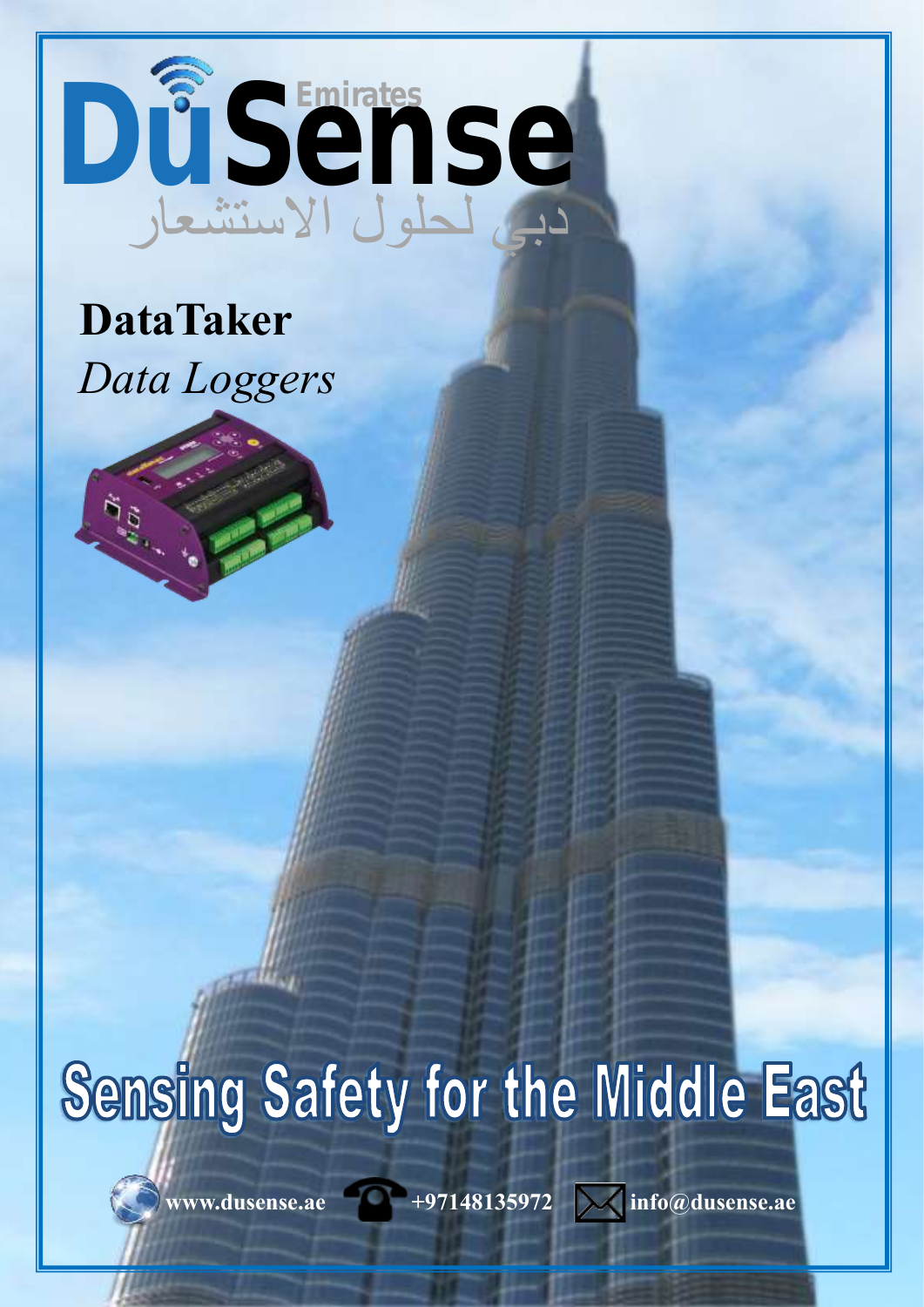# DuSense Emirates

دبي لحلول الاستشعار

## DataTaker

*Data Loggers*

# Sensing Safety for the Middle East

**www.dusense.ae** **+97148135972** **info@dusense.ae**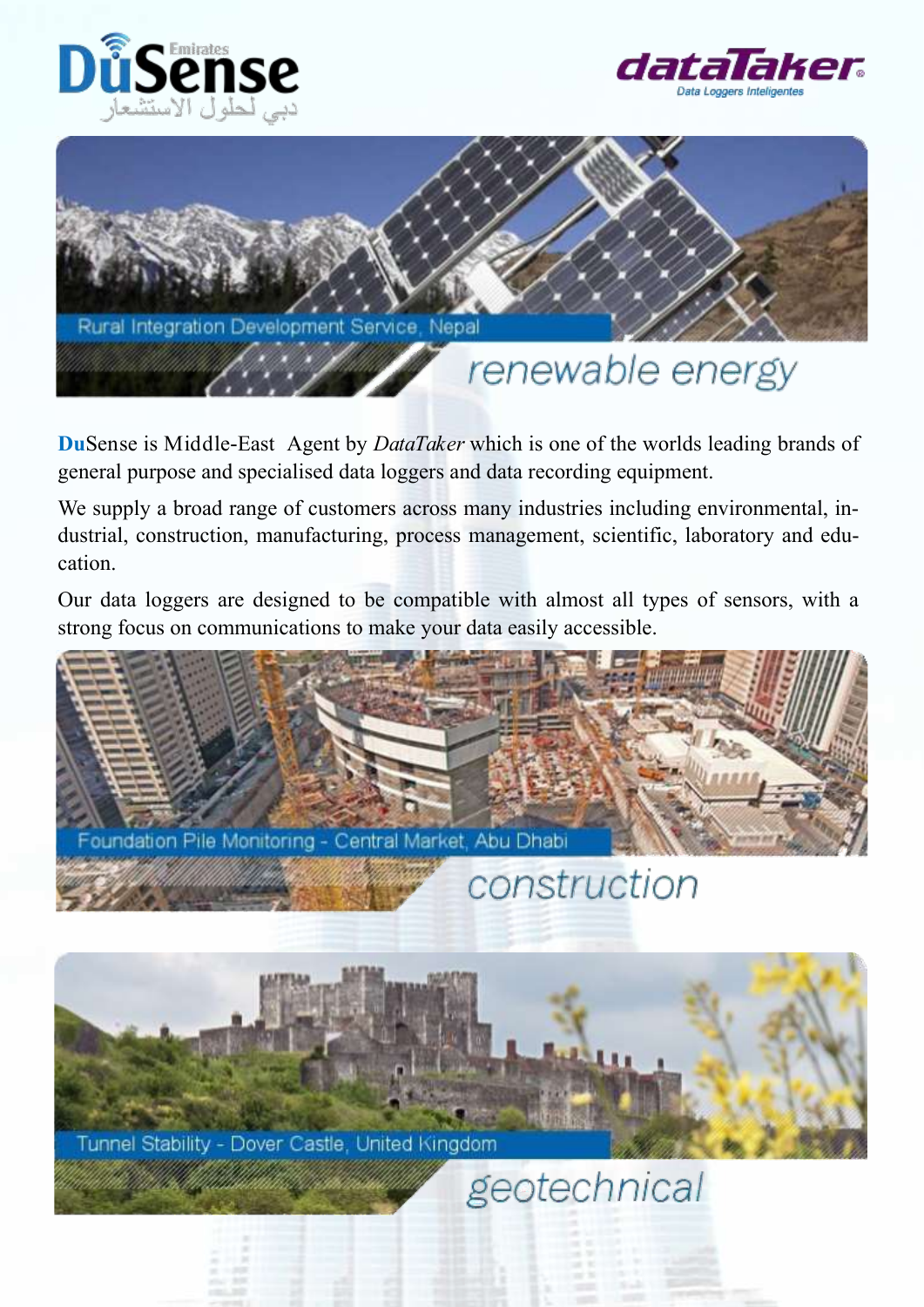DuSense Emirates
دبي لحلول الاستشعار

dataTaker
Data Loggers Inteligentes

Rural Integration Development Service, Nepal

## renewable energy

**Du**Sense is Middle-East  Agent by *DataTaker* which is one of the worlds leading brands of general purpose and specialised data loggers and data recording equipment.

We supply a broad range of customers across many industries including environmental, industrial, construction, manufacturing, process management, scientific, laboratory and education.

Our data loggers are designed to be compatible with almost all types of sensors, with a strong focus on communications to make your data easily accessible.

Foundation Pile Monitoring - Central Market, Abu Dhabi

## construction

Tunnel Stability - Dover Castle, United Kingdom

## geotechnical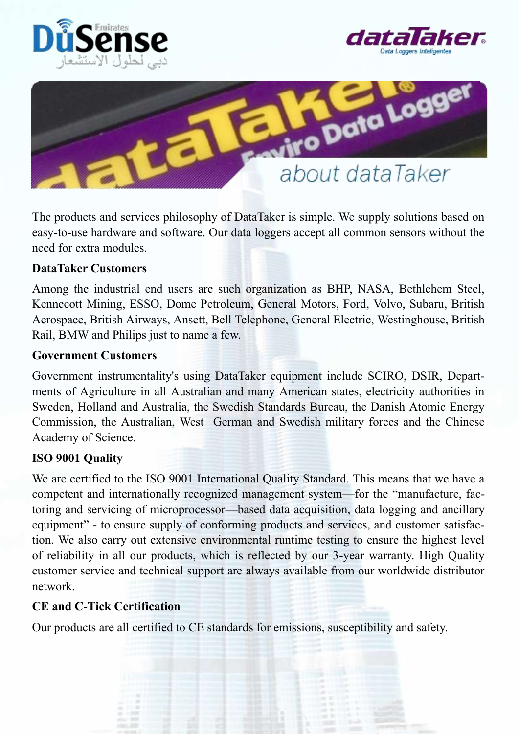# about dataTaker

The products and services philosophy of DataTaker is simple. We supply solutions based on easy-to-use hardware and software. Our data loggers accept all common sensors without the need for extra modules.

**DataTaker Customers**

Among the industrial end users are such organization as BHP, NASA, Bethlehem Steel, Kennecott Mining, ESSO, Dome Petroleum, General Motors, Ford, Volvo, Subaru, British Aerospace, British Airways, Ansett, Bell Telephone, General Electric, Westinghouse, British Rail, BMW and Philips just to name a few.

**Government Customers**

Government instrumentality's using DataTaker equipment include SCIRO, DSIR, Departments of Agriculture in all Australian and many American states, electricity authorities in Sweden, Holland and Australia, the Swedish Standards Bureau, the Danish Atomic Energy Commission, the Australian, West German and Swedish military forces and the Chinese Academy of Science.

**ISO 9001 Quality**

We are certified to the ISO 9001 International Quality Standard. This means that we have a competent and internationally recognized management system—for the "manufacture, factoring and servicing of microprocessor—based data acquisition, data logging and ancillary equipment" - to ensure supply of conforming products and services, and customer satisfaction. We also carry out extensive environmental runtime testing to ensure the highest level of reliability in all our products, which is reflected by our 3-year warranty. High Quality customer service and technical support are always available from our worldwide distributor network.

**CE and C-Tick Certification**

Our products are all certified to CE standards for emissions, susceptibility and safety.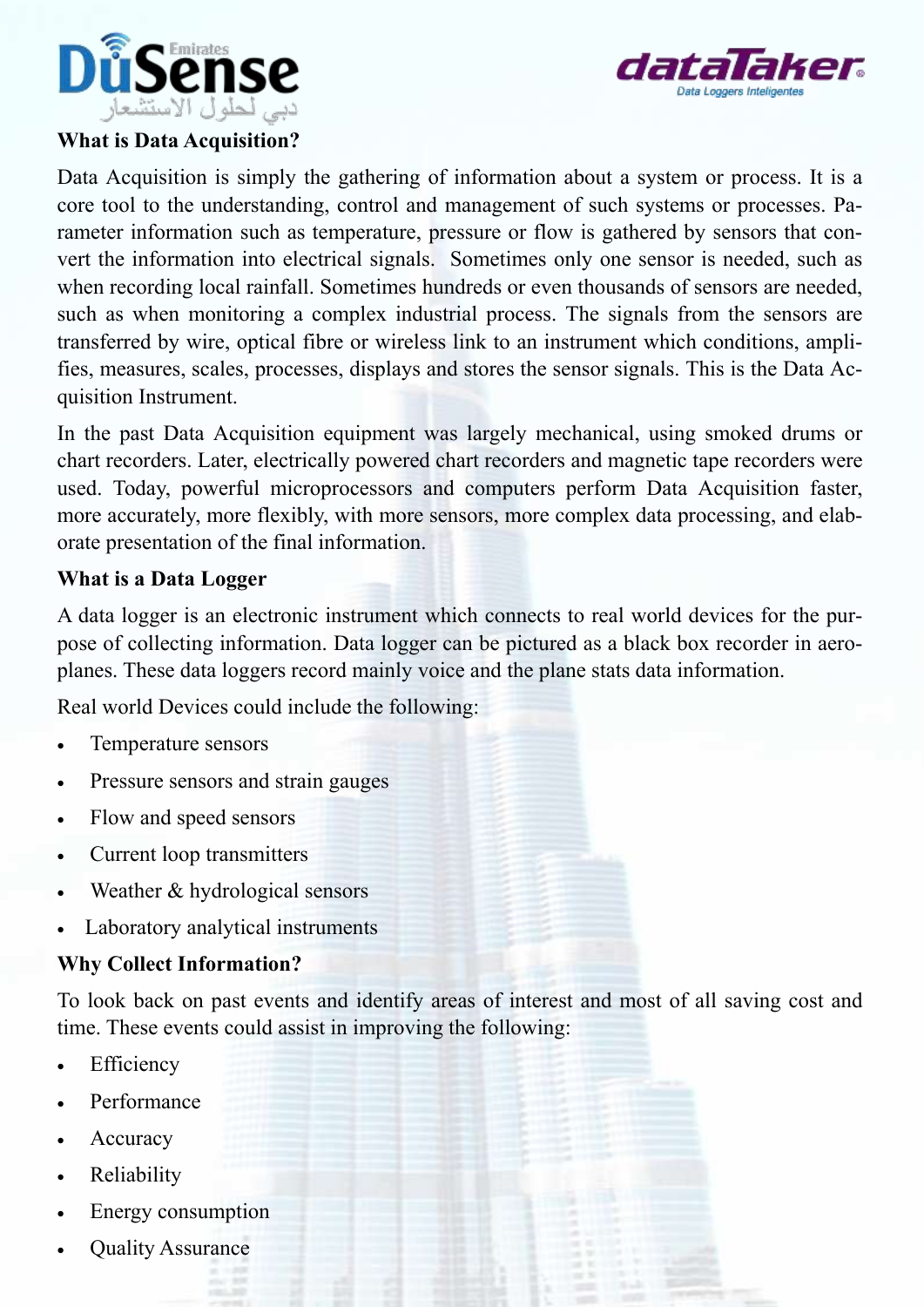## What is Data Acquisition?

Data Acquisition is simply the gathering of information about a system or process. It is a core tool to the understanding, control and management of such systems or processes. Parameter information such as temperature, pressure or flow is gathered by sensors that convert the information into electrical signals. Sometimes only one sensor is needed, such as when recording local rainfall. Sometimes hundreds or even thousands of sensors are needed, such as when monitoring a complex industrial process. The signals from the sensors are transferred by wire, optical fibre or wireless link to an instrument which conditions, amplifies, measures, scales, processes, displays and stores the sensor signals. This is the Data Acquisition Instrument.

In the past Data Acquisition equipment was largely mechanical, using smoked drums or chart recorders. Later, electrically powered chart recorders and magnetic tape recorders were used. Today, powerful microprocessors and computers perform Data Acquisition faster, more accurately, more flexibly, with more sensors, more complex data processing, and elaborate presentation of the final information.

## What is a Data Logger

A data logger is an electronic instrument which connects to real world devices for the purpose of collecting information. Data logger can be pictured as a black box recorder in aeroplanes. These data loggers record mainly voice and the plane stats data information.

Real world Devices could include the following:

- Temperature sensors
- Pressure sensors and strain gauges
- Flow and speed sensors
- Current loop transmitters
- Weather & hydrological sensors
- Laboratory analytical instruments

## Why Collect Information?

To look back on past events and identify areas of interest and most of all saving cost and time. These events could assist in improving the following:

- Efficiency
- Performance
- Accuracy
- Reliability
- Energy consumption
- Quality Assurance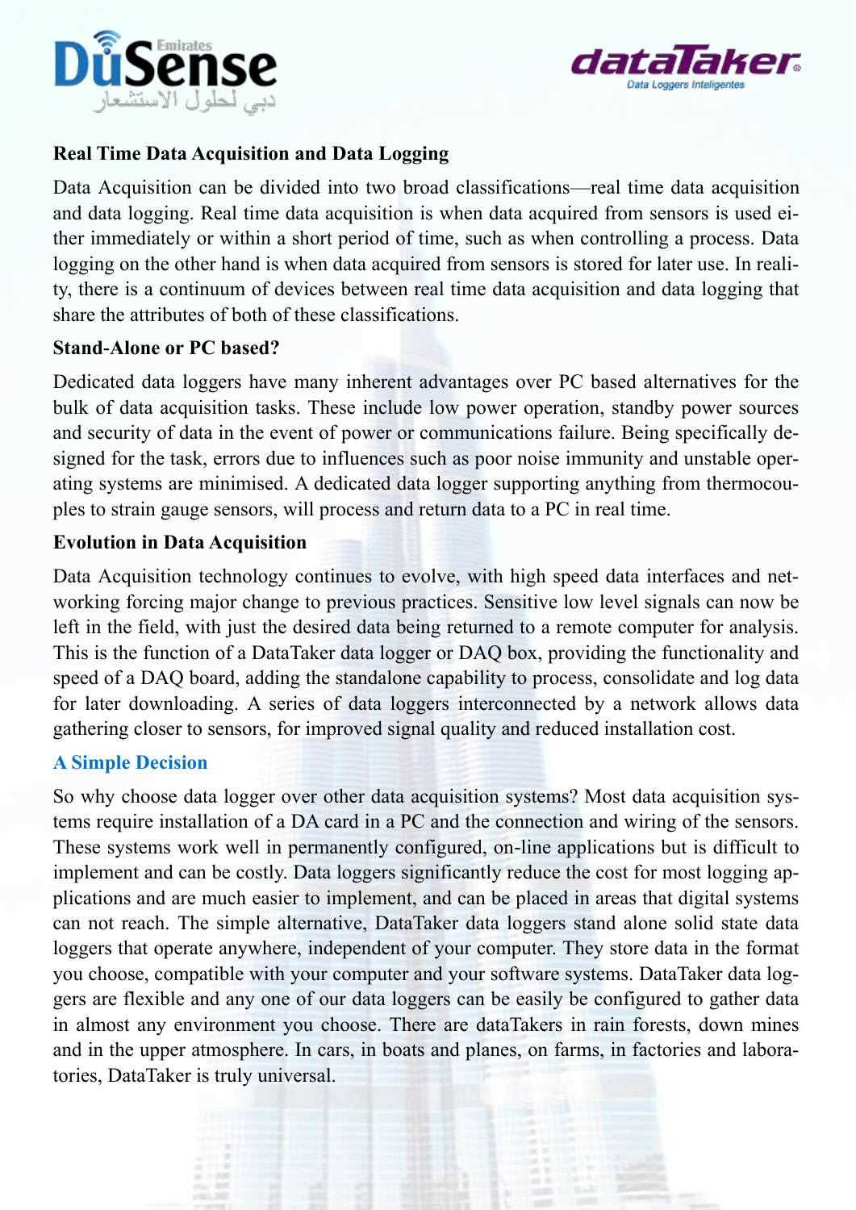## Real Time Data Acquisition and Data Logging

Data Acquisition can be divided into two broad classifications—real time data acquisition and data logging. Real time data acquisition is when data acquired from sensors is used either immediately or within a short period of time, such as when controlling a process. Data logging on the other hand is when data acquired from sensors is stored for later use. In reality, there is a continuum of devices between real time data acquisition and data logging that share the attributes of both of these classifications.

## Stand-Alone or PC based?

Dedicated data loggers have many inherent advantages over PC based alternatives for the bulk of data acquisition tasks. These include low power operation, standby power sources and security of data in the event of power or communications failure. Being specifically designed for the task, errors due to influences such as poor noise immunity and unstable operating systems are minimised. A dedicated data logger supporting anything from thermocouples to strain gauge sensors, will process and return data to a PC in real time.

## Evolution in Data Acquisition

Data Acquisition technology continues to evolve, with high speed data interfaces and networking forcing major change to previous practices. Sensitive low level signals can now be left in the field, with just the desired data being returned to a remote computer for analysis. This is the function of a DataTaker data logger or DAQ box, providing the functionality and speed of a DAQ board, adding the standalone capability to process, consolidate and log data for later downloading. A series of data loggers interconnected by a network allows data gathering closer to sensors, for improved signal quality and reduced installation cost.

## A Simple Decision

So why choose data logger over other data acquisition systems? Most data acquisition systems require installation of a DA card in a PC and the connection and wiring of the sensors. These systems work well in permanently configured, on-line applications but is difficult to implement and can be costly. Data loggers significantly reduce the cost for most logging applications and are much easier to implement, and can be placed in areas that digital systems can not reach. The simple alternative, DataTaker data loggers stand alone solid state data loggers that operate anywhere, independent of your computer. They store data in the format you choose, compatible with your computer and your software systems. DataTaker data loggers are flexible and any one of our data loggers can be easily be configured to gather data in almost any environment you choose. There are dataTakers in rain forests, down mines and in the upper atmosphere. In cars, in boats and planes, on farms, in factories and laboratories, DataTaker is truly universal.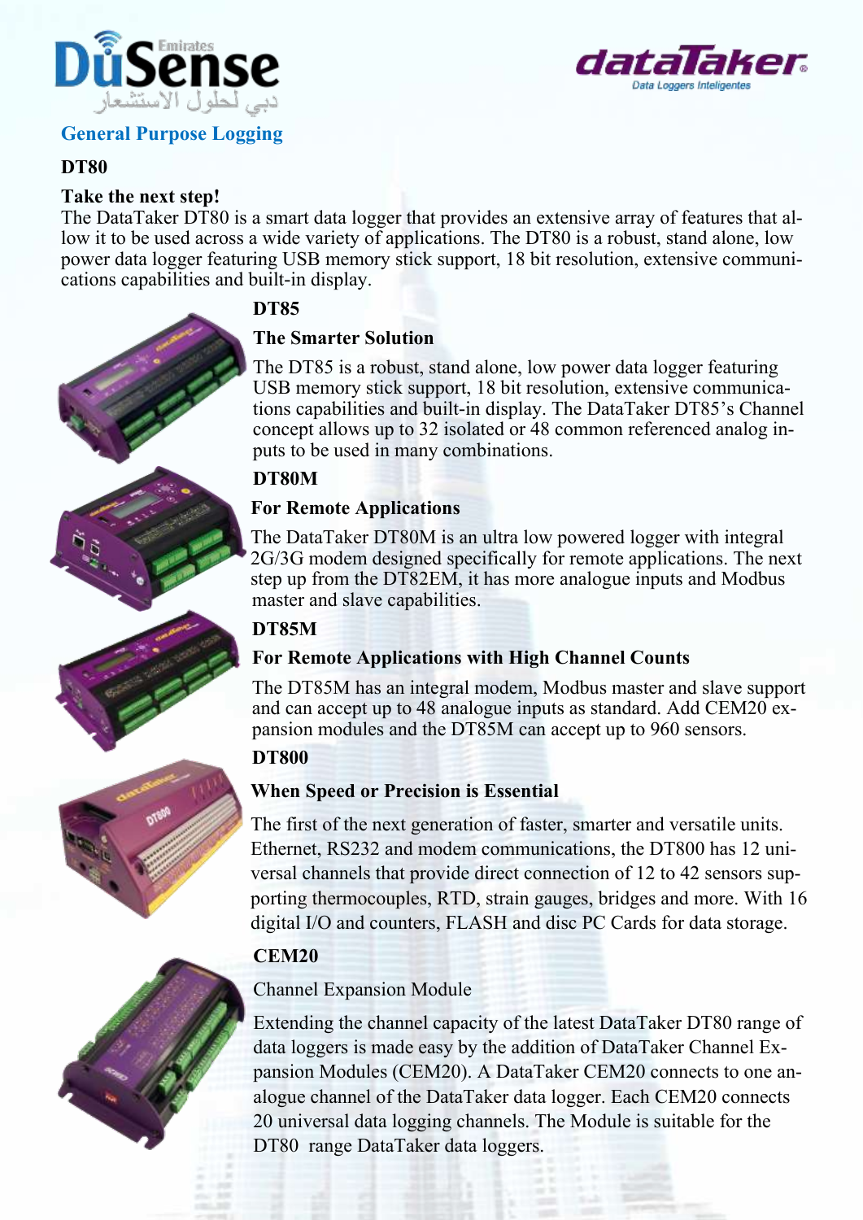## General Purpose Logging

### DT80

**Take the next step!**

The DataTaker DT80 is a smart data logger that provides an extensive array of features that allow it to be used across a wide variety of applications. The DT80 is a robust, stand alone, low power data logger featuring USB memory stick support, 18 bit resolution, extensive communications capabilities and built-in display.

### DT85

**The Smarter Solution**

The DT85 is a robust, stand alone, low power data logger featuring USB memory stick support, 18 bit resolution, extensive communications capabilities and built-in display. The DataTaker DT85's Channel concept allows up to 32 isolated or 48 common referenced analog inputs to be used in many combinations.

### DT80M

**For Remote Applications**

The DataTaker DT80M is an ultra low powered logger with integral 2G/3G modem designed specifically for remote applications. The next step up from the DT82EM, it has more analogue inputs and Modbus master and slave capabilities.

### DT85M

**For Remote Applications with High Channel Counts**

The DT85M has an integral modem, Modbus master and slave support and can accept up to 48 analogue inputs as standard. Add CEM20 expansion modules and the DT85M can accept up to 960 sensors.

### DT800

**When Speed or Precision is Essential**

The first of the next generation of faster, smarter and versatile units. Ethernet, RS232 and modem communications, the DT800 has 12 universal channels that provide direct connection of 12 to 42 sensors supporting thermocouples, RTD, strain gauges, bridges and more. With 16 digital I/O and counters, FLASH and disc PC Cards for data storage.

### CEM20

Channel Expansion Module

Extending the channel capacity of the latest DataTaker DT80 range of data loggers is made easy by the addition of DataTaker Channel Expansion Modules (CEM20). A DataTaker CEM20 connects to one analogue channel of the DataTaker data logger. Each CEM20 connects 20 universal data logging channels. The Module is suitable for the DT80 range DataTaker data loggers.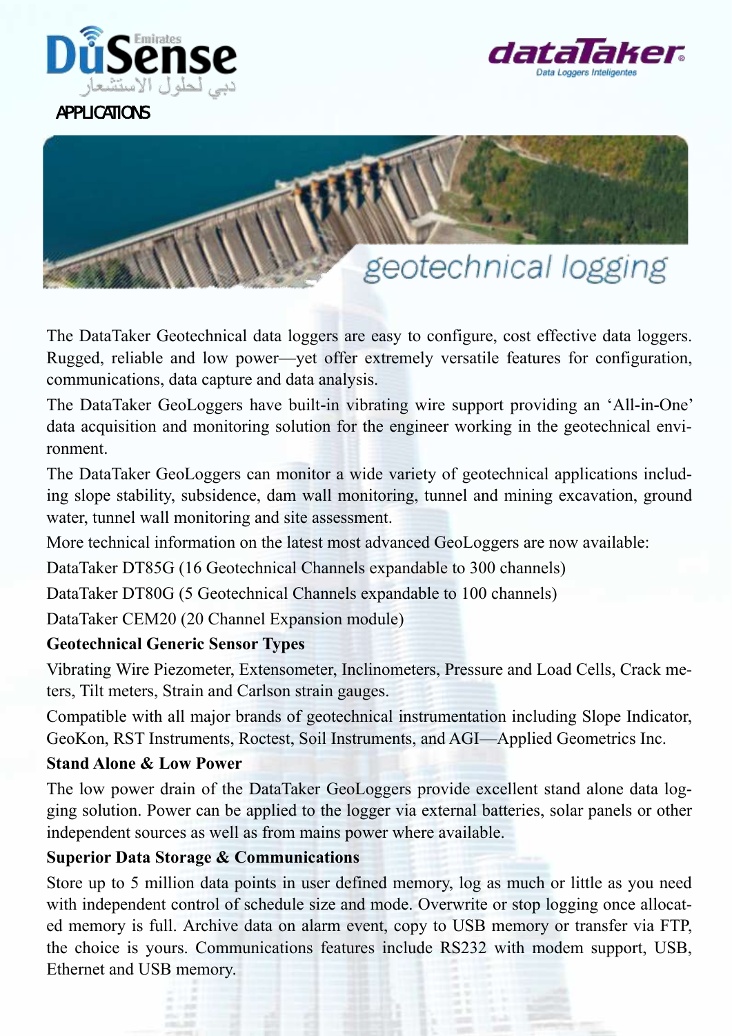DüSense Emirates
دبي لحلول الاستشعار

dataTaker
Data Loggers Inteligentes

APPLICATIONS

# geotechnical logging

The DataTaker Geotechnical data loggers are easy to configure, cost effective data loggers. Rugged, reliable and low power—yet offer extremely versatile features for configuration, communications, data capture and data analysis.

The DataTaker GeoLoggers have built-in vibrating wire support providing an 'All-in-One' data acquisition and monitoring solution for the engineer working in the geotechnical environment.

The DataTaker GeoLoggers can monitor a wide variety of geotechnical applications including slope stability, subsidence, dam wall monitoring, tunnel and mining excavation, ground water, tunnel wall monitoring and site assessment.

More technical information on the latest most advanced GeoLoggers are now available:

DataTaker DT85G (16 Geotechnical Channels expandable to 300 channels)

DataTaker DT80G (5 Geotechnical Channels expandable to 100 channels)

DataTaker CEM20 (20 Channel Expansion module)

**Geotechnical Generic Sensor Types**

Vibrating Wire Piezometer, Extensometer, Inclinometers, Pressure and Load Cells, Crack meters, Tilt meters, Strain and Carlson strain gauges.

Compatible with all major brands of geotechnical instrumentation including Slope Indicator, GeoKon, RST Instruments, Roctest, Soil Instruments, and AGI—Applied Geometrics Inc.

**Stand Alone & Low Power**

The low power drain of the DataTaker GeoLoggers provide excellent stand alone data logging solution. Power can be applied to the logger via external batteries, solar panels or other independent sources as well as from mains power where available.

**Superior Data Storage & Communications**

Store up to 5 million data points in user defined memory, log as much or little as you need with independent control of schedule size and mode. Overwrite or stop logging once allocated memory is full. Archive data on alarm event, copy to USB memory or transfer via FTP, the choice is yours. Communications features include RS232 with modem support, USB, Ethernet and USB memory.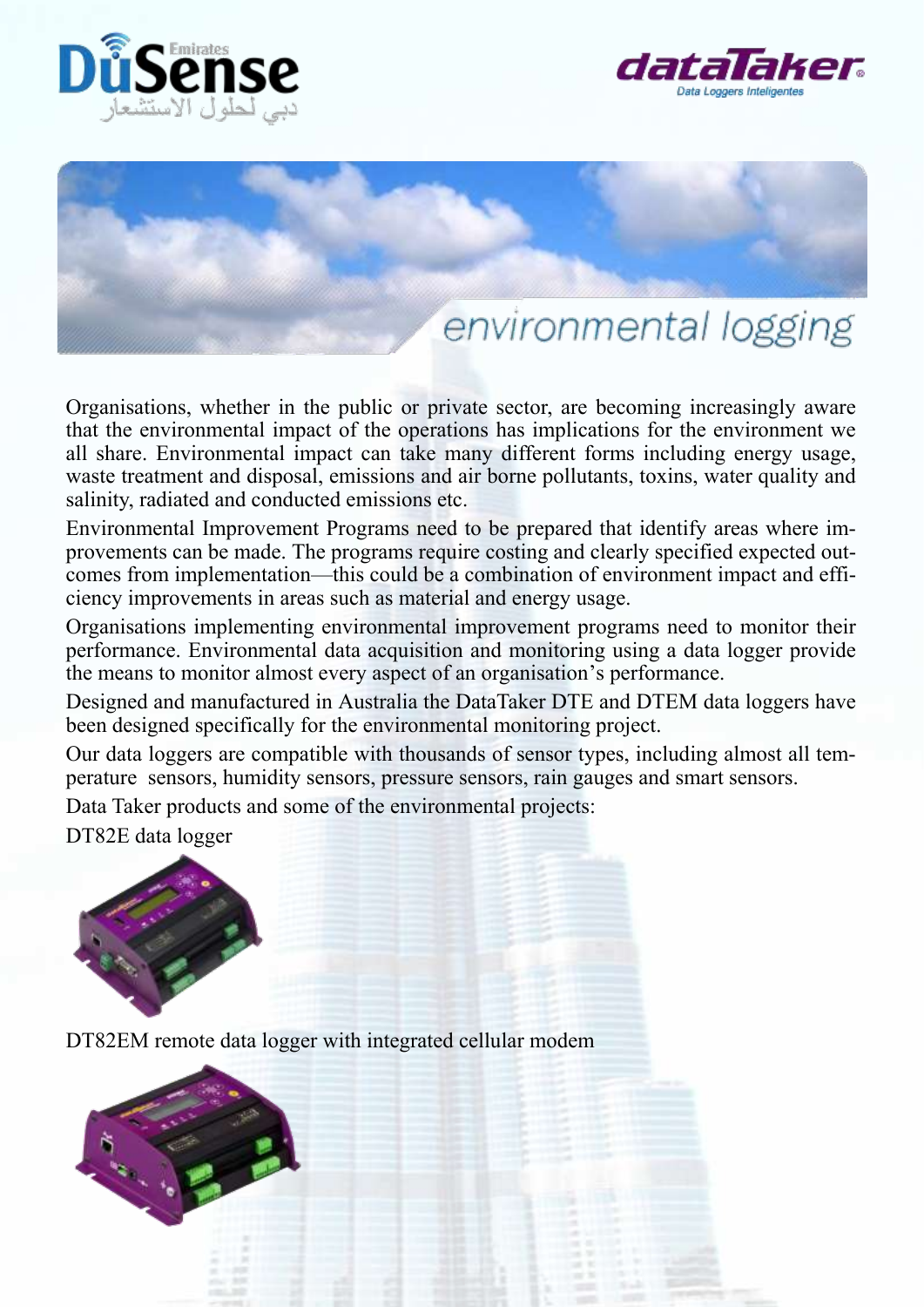DuSense Emirates

دبي لحلول الاستشعار

dataTaker

Data Loggers Inteligentes

# environmental logging

Organisations, whether in the public or private sector, are becoming increasingly aware that the environmental impact of the operations has implications for the environment we all share. Environmental impact can take many different forms including energy usage, waste treatment and disposal, emissions and air borne pollutants, toxins, water quality and salinity, radiated and conducted emissions etc.

Environmental Improvement Programs need to be prepared that identify areas where improvements can be made. The programs require costing and clearly specified expected outcomes from implementation—this could be a combination of environment impact and efficiency improvements in areas such as material and energy usage.

Organisations implementing environmental improvement programs need to monitor their performance. Environmental data acquisition and monitoring using a data logger provide the means to monitor almost every aspect of an organisation's performance.

Designed and manufactured in Australia the DataTaker DTE and DTEM data loggers have been designed specifically for the environmental monitoring project.

Our data loggers are compatible with thousands of sensor types, including almost all temperature sensors, humidity sensors, pressure sensors, rain gauges and smart sensors.

Data Taker products and some of the environmental projects:

DT82E data logger

DT82EM remote data logger with integrated cellular modem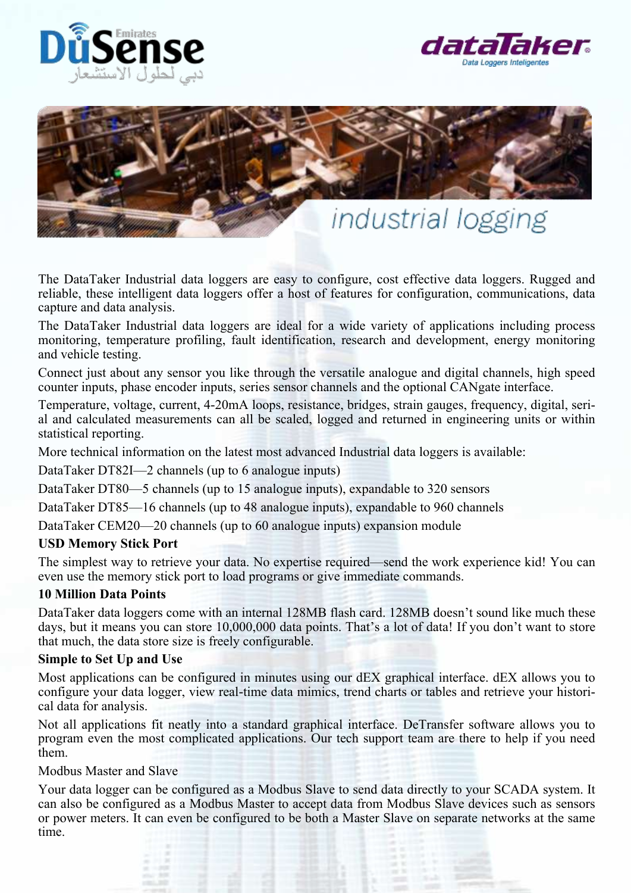DuSense Emirates

دبي لحلول الاستشعار

dataTaker® Data Loggers Inteligentes

# industrial logging

The DataTaker Industrial data loggers are easy to configure, cost effective data loggers. Rugged and reliable, these intelligent data loggers offer a host of features for configuration, communications, data capture and data analysis.

The DataTaker Industrial data loggers are ideal for a wide variety of applications including process monitoring, temperature profiling, fault identification, research and development, energy monitoring and vehicle testing.

Connect just about any sensor you like through the versatile analogue and digital channels, high speed counter inputs, phase encoder inputs, series sensor channels and the optional CANgate interface.

Temperature, voltage, current, 4-20mA loops, resistance, bridges, strain gauges, frequency, digital, serial and calculated measurements can all be scaled, logged and returned in engineering units or within statistical reporting.

More technical information on the latest most advanced Industrial data loggers is available:

DataTaker DT82I—2 channels (up to 6 analogue inputs)

DataTaker DT80—5 channels (up to 15 analogue inputs), expandable to 320 sensors

DataTaker DT85—16 channels (up to 48 analogue inputs), expandable to 960 channels

DataTaker CEM20—20 channels (up to 60 analogue inputs) expansion module

**USD Memory Stick Port**

The simplest way to retrieve your data. No expertise required—send the work experience kid! You can even use the memory stick port to load programs or give immediate commands.

**10 Million Data Points**

DataTaker data loggers come with an internal 128MB flash card. 128MB doesn't sound like much these days, but it means you can store 10,000,000 data points. That's a lot of data! If you don't want to store that much, the data store size is freely configurable.

**Simple to Set Up and Use**

Most applications can be configured in minutes using our dEX graphical interface. dEX allows you to configure your data logger, view real-time data mimics, trend charts or tables and retrieve your historical data for analysis.

Not all applications fit neatly into a standard graphical interface. DeTransfer software allows you to program even the most complicated applications. Our tech support team are there to help if you need them.

Modbus Master and Slave

Your data logger can be configured as a Modbus Slave to send data directly to your SCADA system. It can also be configured as a Modbus Master to accept data from Modbus Slave devices such as sensors or power meters. It can even be configured to be both a Master Slave on separate networks at the same time.